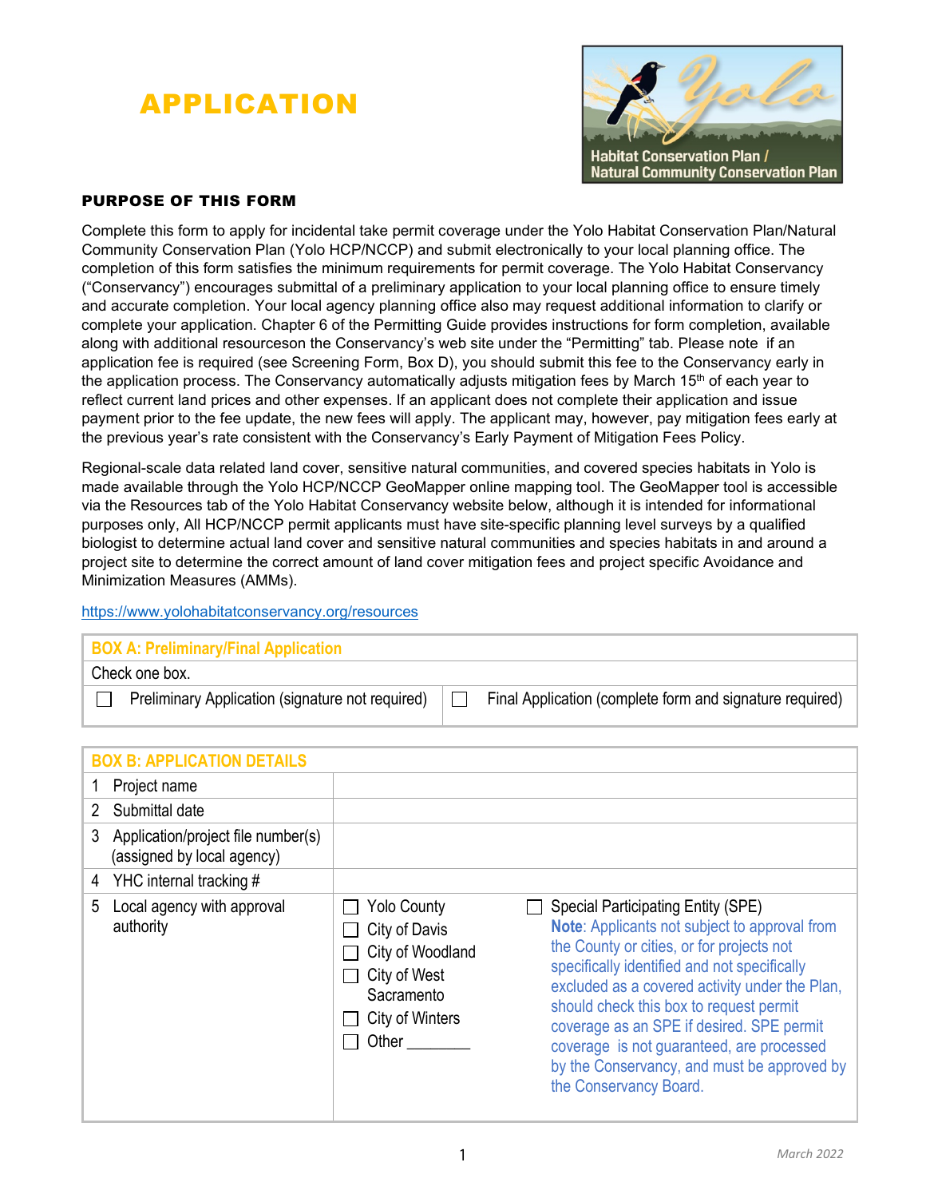# APPLICATION

Habitat Conservation Plan / Natural Community Conservation Plan

## PURPOSE OF THIS FORM

Complete this form to apply for incidental take permit coverage under the Yolo Habitat Conservation Plan/Natural Community Conservation Plan (Yolo HCP/NCCP) and submit electronically to your local planning office. The completion of this form satisfies the minimum requirements for permit coverage. The Yolo Habitat Conservancy ("Conservancy") encourages submittal of a preliminary application to your local planning office to ensure timely and accurate completion. Your local agency planning office also may request additional information to clarify or complete your application. Chapter 6 of the Permitting Guide provides instructions for form completion, available along with additional resourceson the Conservancy's web site under the "Permitting" tab. Please note if an application fee is required (see Screening Form, Box D), you should submit this fee to the Conservancy early in the application process. The Conservancy automatically adjusts mitigation fees by March 15th of each year to reflect current land prices and other expenses. If an applicant does not complete their application and issue payment prior to the fee update, the new fees will apply. The applicant may, however, pay mitigation fees early at the previous year's rate consistent with the Conservancy's Early Payment of Mitigation Fees Policy.

Regional-scale data related land cover, sensitive natural communities, and covered species habitats in Yolo is made available through the Yolo HCP/NCCP GeoMapper online mapping tool. The GeoMapper tool is accessible via the Resources tab of the Yolo Habitat Conservancy website below, although it is intended for informational purposes only, All HCP/NCCP permit applicants must have site-specific planning level surveys by a qualified biologist to determine actual land cover and sensitive natural communities and species habitats in and around a project site to determine the correct amount of land cover mitigation fees and project specific Avoidance and Minimization Measures (AMMs).

https://www.yolohabitatconservancy.org/resources

| BOX A: Preliminary/Final Application | |
|---|---|
| Check one box. | |
| ☐ Preliminary Application (signature not required) | ☐ Final Application (complete form and signature required) |

| BOX B: APPLICATION DETAILS | | |
|---|---|---|
| 1 Project name | | |
| 2 Submittal date | | |
| 3 Application/project file number(s) (assigned by local agency) | | |
| 4 YHC internal tracking # | | |
| 5 Local agency with approval authority | ☐ Yolo County<br>☐ City of Davis<br>☐ City of Woodland<br>☐ City of West Sacramento<br>☐ City of Winters<br>☐ Other ________ | ☐ Special Participating Entity (SPE)<br>**Note**: Applicants not subject to approval from the County or cities, or for projects not specifically identified and not specifically excluded as a covered activity under the Plan, should check this box to request permit coverage as an SPE if desired. SPE permit coverage is not guaranteed, are processed by the Conservancy, and must be approved by the Conservancy Board. |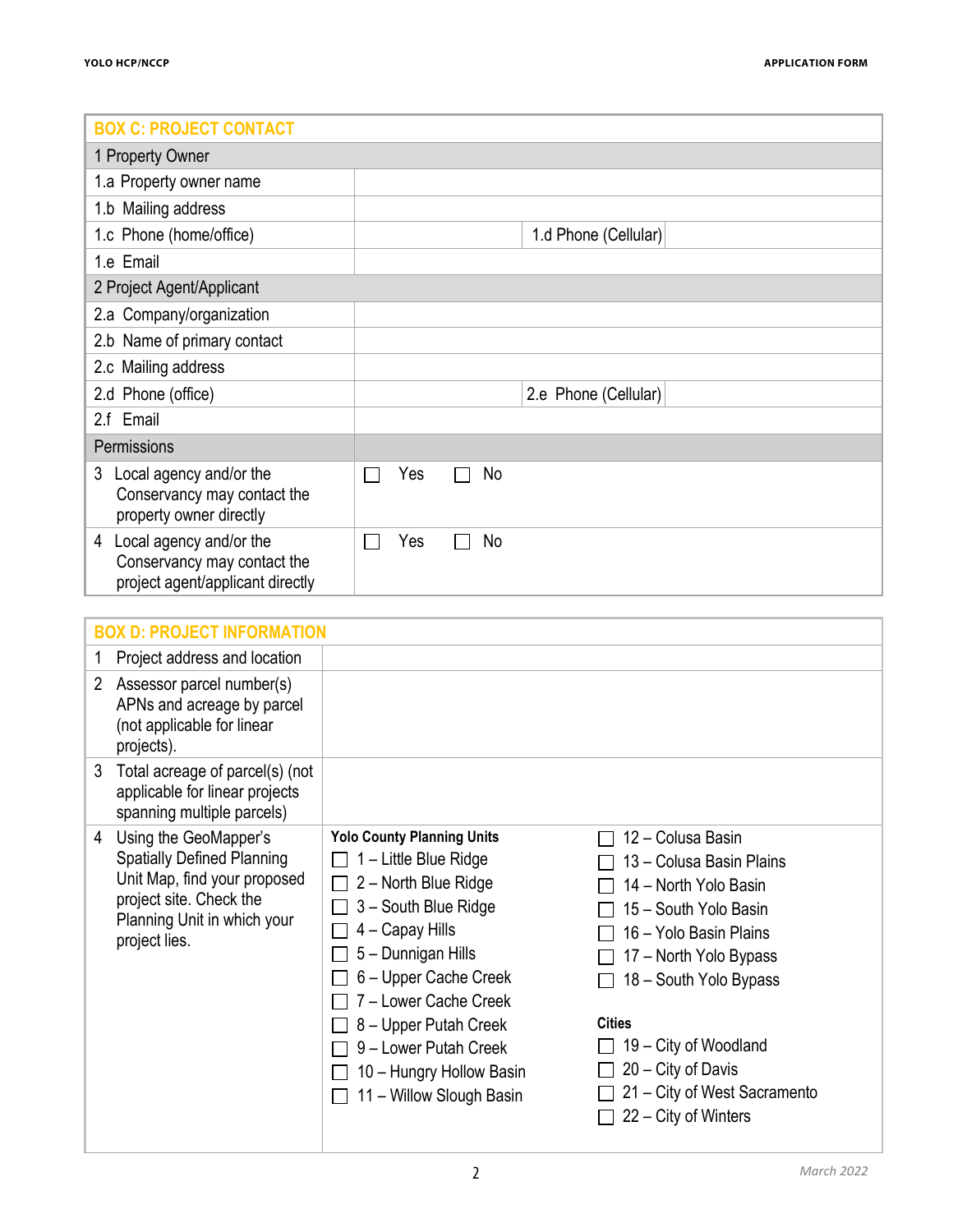| BOX C: PROJECT CONTACT | | | |
|---|---|---|---|
| 1 Property Owner | | | |
| 1.a Property owner name | | | |
| 1.b Mailing address | | | |
| 1.c Phone (home/office) | | 1.d Phone (Cellular) | |
| 1.e Email | | | |
| 2 Project Agent/Applicant | | | |
| 2.a Company/organization | | | |
| 2.b Name of primary contact | | | |
| 2.c Mailing address | | | |
| 2.d Phone (office) | | 2.e Phone (Cellular) | |
| 2.f Email | | | |
| Permissions | | | |
| 3 Local agency and/or the Conservancy may contact the property owner directly | ☐ Yes ☐ No | | |
| 4 Local agency and/or the Conservancy may contact the project agent/applicant directly | ☐ Yes ☐ No | | |

| BOX D: PROJECT INFORMATION | | |
|---|---|---|
| 1 Project address and location | | |
| 2 Assessor parcel number(s) APNs and acreage by parcel (not applicable for linear projects). | | |
| 3 Total acreage of parcel(s) (not applicable for linear projects spanning multiple parcels) | | |
| 4 Using the GeoMapper's Spatially Defined Planning Unit Map, find your proposed project site. Check the Planning Unit in which your project lies. | **Yolo County Planning Units**<br>☐ 1 – Little Blue Ridge<br>☐ 2 – North Blue Ridge<br>☐ 3 – South Blue Ridge<br>☐ 4 – Capay Hills<br>☐ 5 – Dunnigan Hills<br>☐ 6 – Upper Cache Creek<br>☐ 7 – Lower Cache Creek<br>☐ 8 – Upper Putah Creek<br>☐ 9 – Lower Putah Creek<br>☐ 10 – Hungry Hollow Basin<br>☐ 11 – Willow Slough Basin | ☐ 12 – Colusa Basin<br>☐ 13 – Colusa Basin Plains<br>☐ 14 – North Yolo Basin<br>☐ 15 – South Yolo Basin<br>☐ 16 – Yolo Basin Plains<br>☐ 17 – North Yolo Bypass<br>☐ 18 – South Yolo Bypass<br><br>**Cities**<br>☐ 19 – City of Woodland<br>☐ 20 – City of Davis<br>☐ 21 – City of West Sacramento<br>☐ 22 – City of Winters |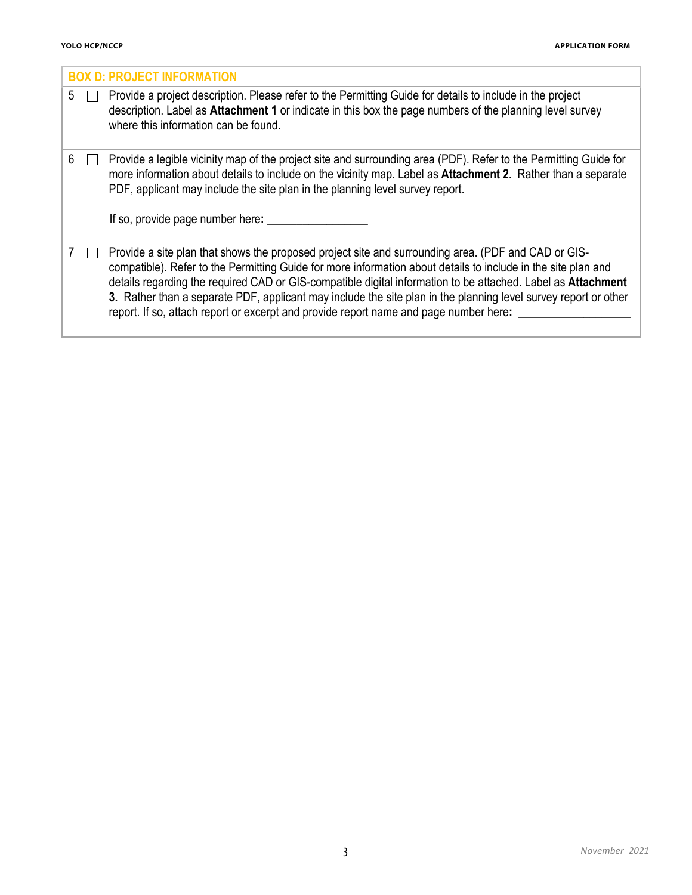## BOX D: PROJECT INFORMATION

| | | |
|---|---|---|
| 5 | ☐ | Provide a project description. Please refer to the Permitting Guide for details to include in the project description. Label as **Attachment 1** or indicate in this box the page numbers of the planning level survey where this information can be found**.** |
| 6 | ☐ | Provide a legible vicinity map of the project site and surrounding area (PDF). Refer to the Permitting Guide for more information about details to include on the vicinity map. Label as **Attachment 2.** Rather than a separate PDF, applicant may include the site plan in the planning level survey report.<br><br>If so, provide page number here**:** _______________ |
| 7 | ☐ | Provide a site plan that shows the proposed project site and surrounding area. (PDF and CAD or GIS-compatible). Refer to the Permitting Guide for more information about details to include in the site plan and details regarding the required CAD or GIS-compatible digital information to be attached. Label as **Attachment 3.** Rather than a separate PDF, applicant may include the site plan in the planning level survey report or other report. If so, attach report or excerpt and provide report name and page number here**:** _________________ |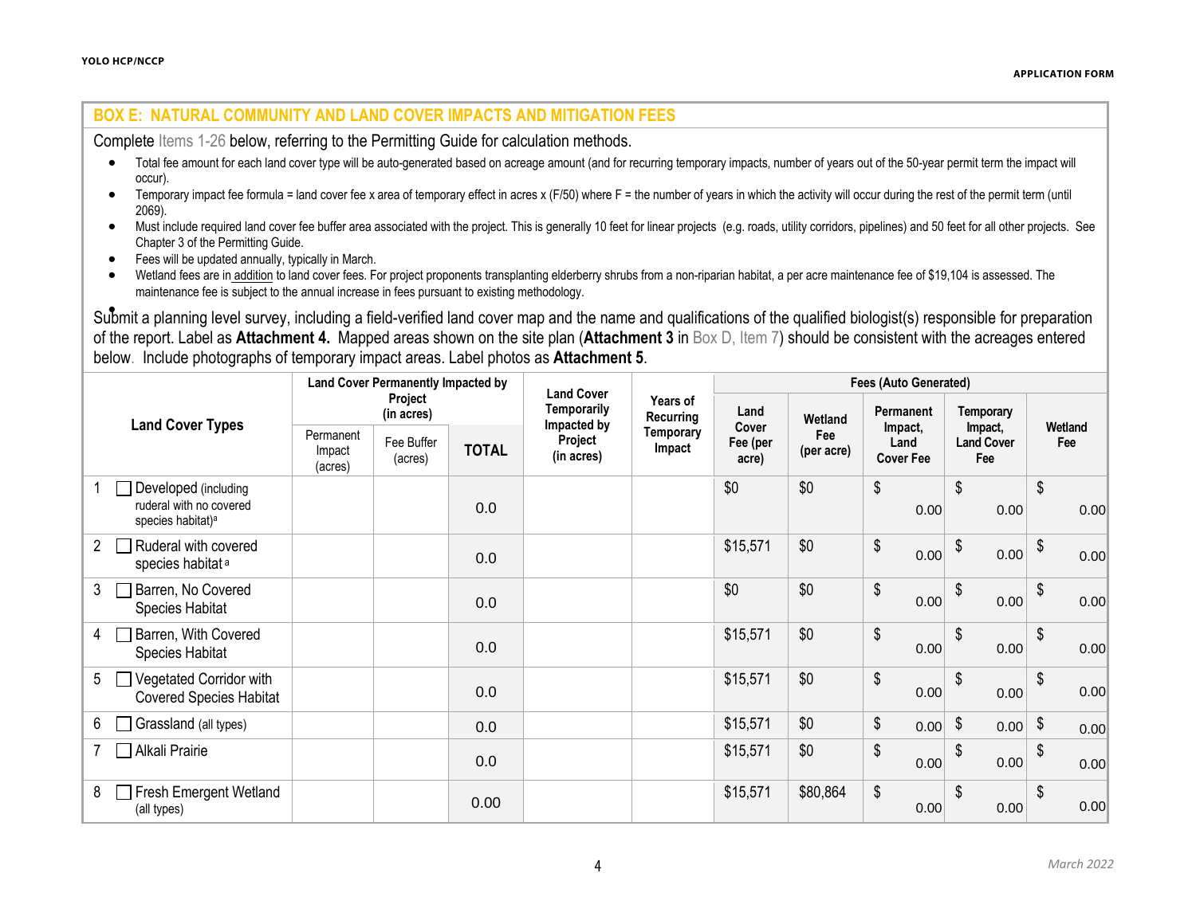## BOX E: NATURAL COMMUNITY AND LAND COVER IMPACTS AND MITIGATION FEES

Complete Items 1-26 below, referring to the Permitting Guide for calculation methods.

- Total fee amount for each land cover type will be auto-generated based on acreage amount (and for recurring temporary impacts, number of years out of the 50-year permit term the impact will occur).
- Temporary impact fee formula = land cover fee x area of temporary effect in acres x (F/50) where F = the number of years in which the activity will occur during the rest of the permit term (until 2069).
- Must include required land cover fee buffer area associated with the project. This is generally 10 feet for linear projects (e.g. roads, utility corridors, pipelines) and 50 feet for all other projects. See Chapter 3 of the Permitting Guide.
- Fees will be updated annually, typically in March.
- Wetland fees are in addition to land cover fees. For project proponents transplanting elderberry shrubs from a non-riparian habitat, a per acre maintenance fee of $19,104 is assessed. The maintenance fee is subject to the annual increase in fees pursuant to existing methodology.

Submit a planning level survey, including a field-verified land cover map and the name and qualifications of the qualified biologist(s) responsible for preparation of the report. Label as **Attachment 4.** Mapped areas shown on the site plan (**Attachment 3** in Box D, Item 7) should be consistent with the acreages entered below. Include photographs of temporary impact areas. Label photos as **Attachment 5**.

| Land Cover Types | Land Cover Permanently Impacted by Project (in acres) | | | Land Cover Temporarily Impacted by Project (in acres) | Years of Recurring Temporary Impact | Fees (Auto Generated) | | | | |
|---|---|---|---|---|---|---|---|---|---|---|
| | Permanent Impact (acres) | Fee Buffer (acres) | TOTAL | | | Land Cover Fee (per acre) | Wetland Fee (per acre) | Permanent Impact, Land Cover Fee | Temporary Impact, Land Cover Fee | Wetland Fee |
| 1 ☐ Developed (including ruderal with no covered species habitat)[a] | | | 0.0 | | | $0 | $0 | $ 0.00 | $ 0.00 | $ 0.00 |
| 2 ☐ Ruderal with covered species habitat[a] | | | 0.0 | | | $15,571 | $0 | $ 0.00 | $ 0.00 | $ 0.00 |
| 3 ☐ Barren, No Covered Species Habitat | | | 0.0 | | | $0 | $0 | $ 0.00 | $ 0.00 | $ 0.00 |
| 4 ☐ Barren, With Covered Species Habitat | | | 0.0 | | | $15,571 | $0 | $ 0.00 | $ 0.00 | $ 0.00 |
| 5 ☐ Vegetated Corridor with Covered Species Habitat | | | 0.0 | | | $15,571 | $0 | $ 0.00 | $ 0.00 | $ 0.00 |
| 6 ☐ Grassland (all types) | | | 0.0 | | | $15,571 | $0 | $ 0.00 | $ 0.00 | $ 0.00 |
| 7 ☐ Alkali Prairie | | | 0.0 | | | $15,571 | $0 | $ 0.00 | $ 0.00 | $ 0.00 |
| 8 ☐ Fresh Emergent Wetland (all types) | | | 0.00 | | | $15,571 | $80,864 | $ 0.00 | $ 0.00 | $ 0.00 |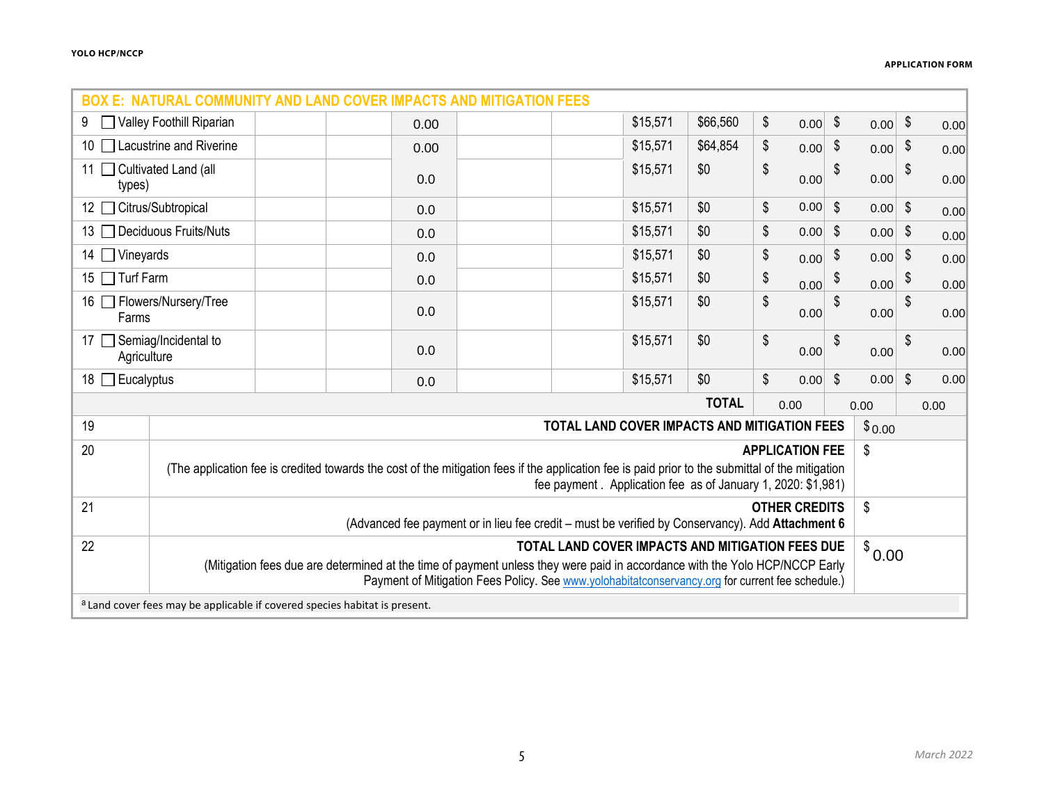| BOX E: NATURAL COMMUNITY AND LAND COVER IMPACTS AND MITIGATION FEES | | | | | | | | | | |
|---|---|---|---|---|---|---|---|---|---|---|
| 9 ☐ Valley Foothill Riparian | | | 0.00 | | | $15,571 | $66,560 | $ 0.00 | $ 0.00 | $ 0.00 |
| 10 ☐ Lacustrine and Riverine | | | 0.00 | | | $15,571 | $64,854 | $ 0.00 | $ 0.00 | $ 0.00 |
| 11 ☐ Cultivated Land (all types) | | | 0.0 | | | $15,571 | $0 | $ 0.00 | $ 0.00 | $ 0.00 |
| 12 ☐ Citrus/Subtropical | | | 0.0 | | | $15,571 | $0 | $ 0.00 | $ 0.00 | $ 0.00 |
| 13 ☐ Deciduous Fruits/Nuts | | | 0.0 | | | $15,571 | $0 | $ 0.00 | $ 0.00 | $ 0.00 |
| 14 ☐ Vineyards | | | 0.0 | | | $15,571 | $0 | $ 0.00 | $ 0.00 | $ 0.00 |
| 15 ☐ Turf Farm | | | 0.0 | | | $15,571 | $0 | $ 0.00 | $ 0.00 | $ 0.00 |
| 16 ☐ Flowers/Nursery/Tree Farms | | | 0.0 | | | $15,571 | $0 | $ 0.00 | $ 0.00 | $ 0.00 |
| 17 ☐ Semiag/Incidental to Agriculture | | | 0.0 | | | $15,571 | $0 | $ 0.00 | $ 0.00 | $ 0.00 |
| 18 ☐ Eucalyptus | | | 0.0 | | | $15,571 | $0 | $ 0.00 | $ 0.00 | $ 0.00 |
| | | | | | | | **TOTAL** | 0.00 | 0.00 | 0.00 |

| | | |
|---|---|---|
| 19 | **TOTAL LAND COVER IMPACTS AND MITIGATION FEES** | $ 0.00 |
| 20 | **APPLICATION FEE** (The application fee is credited towards the cost of the mitigation fees if the application fee is paid prior to the submittal of the mitigation fee payment . Application fee as of January 1, 2020: $1,981) | $ |
| 21 | **OTHER CREDITS** (Advanced fee payment or in lieu fee credit – must be verified by Conservancy). Add **Attachment 6** | $ |
| 22 | **TOTAL LAND COVER IMPACTS AND MITIGATION FEES DUE** (Mitigation fees due are determined at the time of payment unless they were paid in accordance with the Yolo HCP/NCCP Early Payment of Mitigation Fees Policy. See www.yolohabitatconservancy.org for current fee schedule.) | $ 0.00 |

[a] Land cover fees may be applicable if covered species habitat is present.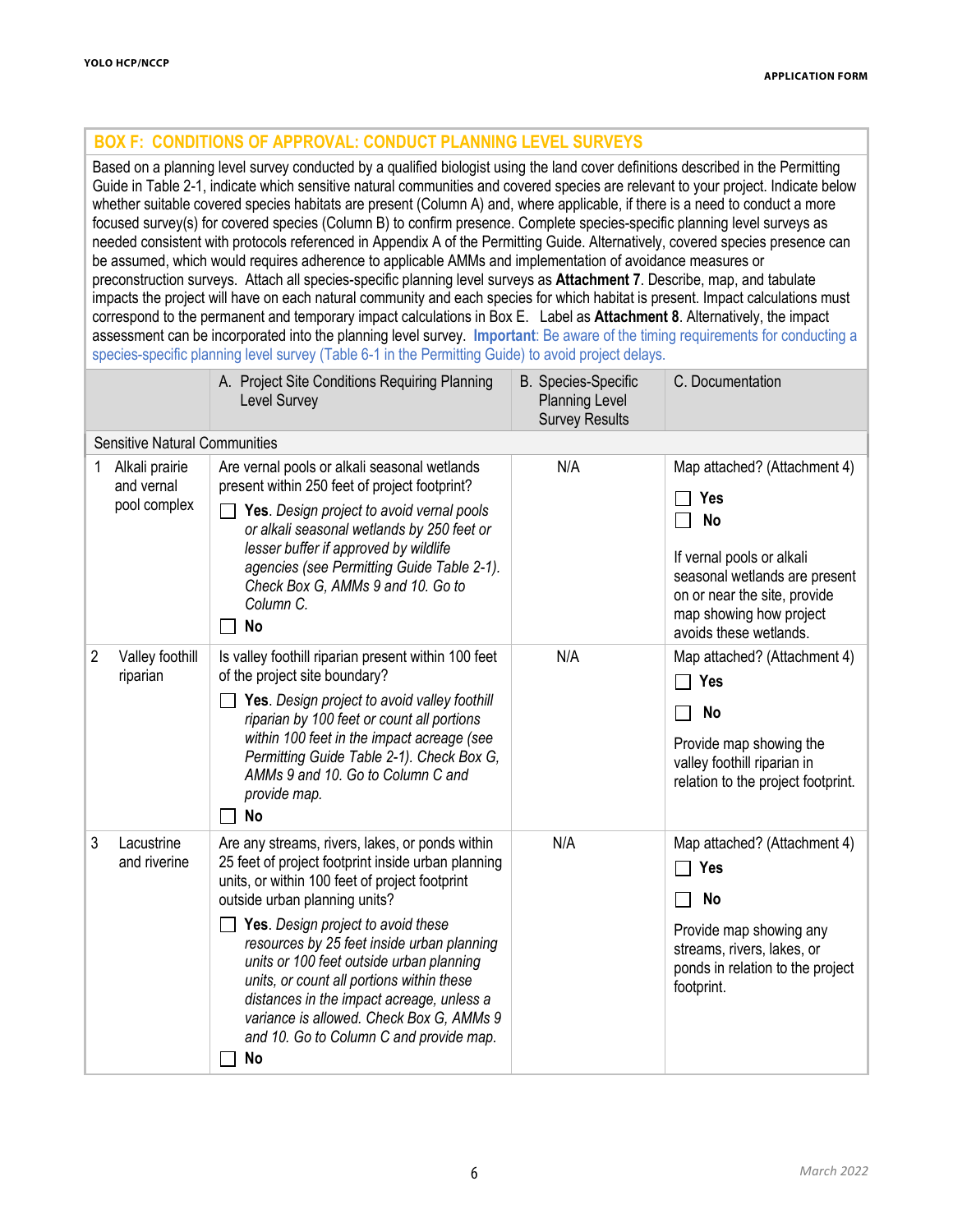## BOX F: CONDITIONS OF APPROVAL: CONDUCT PLANNING LEVEL SURVEYS

Based on a planning level survey conducted by a qualified biologist using the land cover definitions described in the Permitting Guide in Table 2-1, indicate which sensitive natural communities and covered species are relevant to your project. Indicate below whether suitable covered species habitats are present (Column A) and, where applicable, if there is a need to conduct a more focused survey(s) for covered species (Column B) to confirm presence. Complete species-specific planning level surveys as needed consistent with protocols referenced in Appendix A of the Permitting Guide. Alternatively, covered species presence can be assumed, which would requires adherence to applicable AMMs and implementation of avoidance measures or preconstruction surveys. Attach all species-specific planning level surveys as **Attachment 7**. Describe, map, and tabulate impacts the project will have on each natural community and each species for which habitat is present. Impact calculations must correspond to the permanent and temporary impact calculations in Box E. Label as **Attachment 8**. Alternatively, the impact assessment can be incorporated into the planning level survey. **Important**: Be aware of the timing requirements for conducting a species-specific planning level survey (Table 6-1 in the Permitting Guide) to avoid project delays.

| | A. Project Site Conditions Requiring Planning Level Survey | B. Species-Specific Planning Level Survey Results | C. Documentation |
|---|---|---|---|
| Sensitive Natural Communities | | | |
| 1 Alkali prairie and vernal pool complex | Are vernal pools or alkali seasonal wetlands present within 250 feet of project footprint?<br>☐ **Yes**. *Design project to avoid vernal pools or alkali seasonal wetlands by 250 feet or lesser buffer if approved by wildlife agencies (see Permitting Guide Table 2-1). Check Box G, AMMs 9 and 10. Go to Column C.*<br>☐ **No** | N/A | Map attached? (Attachment 4)<br>☐ **Yes**<br>☐ **No**<br>If vernal pools or alkali seasonal wetlands are present on or near the site, provide map showing how project avoids these wetlands. |
| 2 Valley foothill riparian | Is valley foothill riparian present within 100 feet of the project site boundary?<br>☐ **Yes**. *Design project to avoid valley foothill riparian by 100 feet or count all portions within 100 feet in the impact acreage (see Permitting Guide Table 2-1). Check Box G, AMMs 9 and 10. Go to Column C and provide map.*<br>☐ **No** | N/A | Map attached? (Attachment 4)<br>☐ **Yes**<br>☐ **No**<br>Provide map showing the valley foothill riparian in relation to the project footprint. |
| 3 Lacustrine and riverine | Are any streams, rivers, lakes, or ponds within 25 feet of project footprint inside urban planning units, or within 100 feet of project footprint outside urban planning units?<br>☐ **Yes**. *Design project to avoid these resources by 25 feet inside urban planning units or 100 feet outside urban planning units, or count all portions within these distances in the impact acreage, unless a variance is allowed. Check Box G, AMMs 9 and 10. Go to Column C and provide map.*<br>☐ **No** | N/A | Map attached? (Attachment 4)<br>☐ **Yes**<br>☐ **No**<br>Provide map showing any streams, rivers, lakes, or ponds in relation to the project footprint. |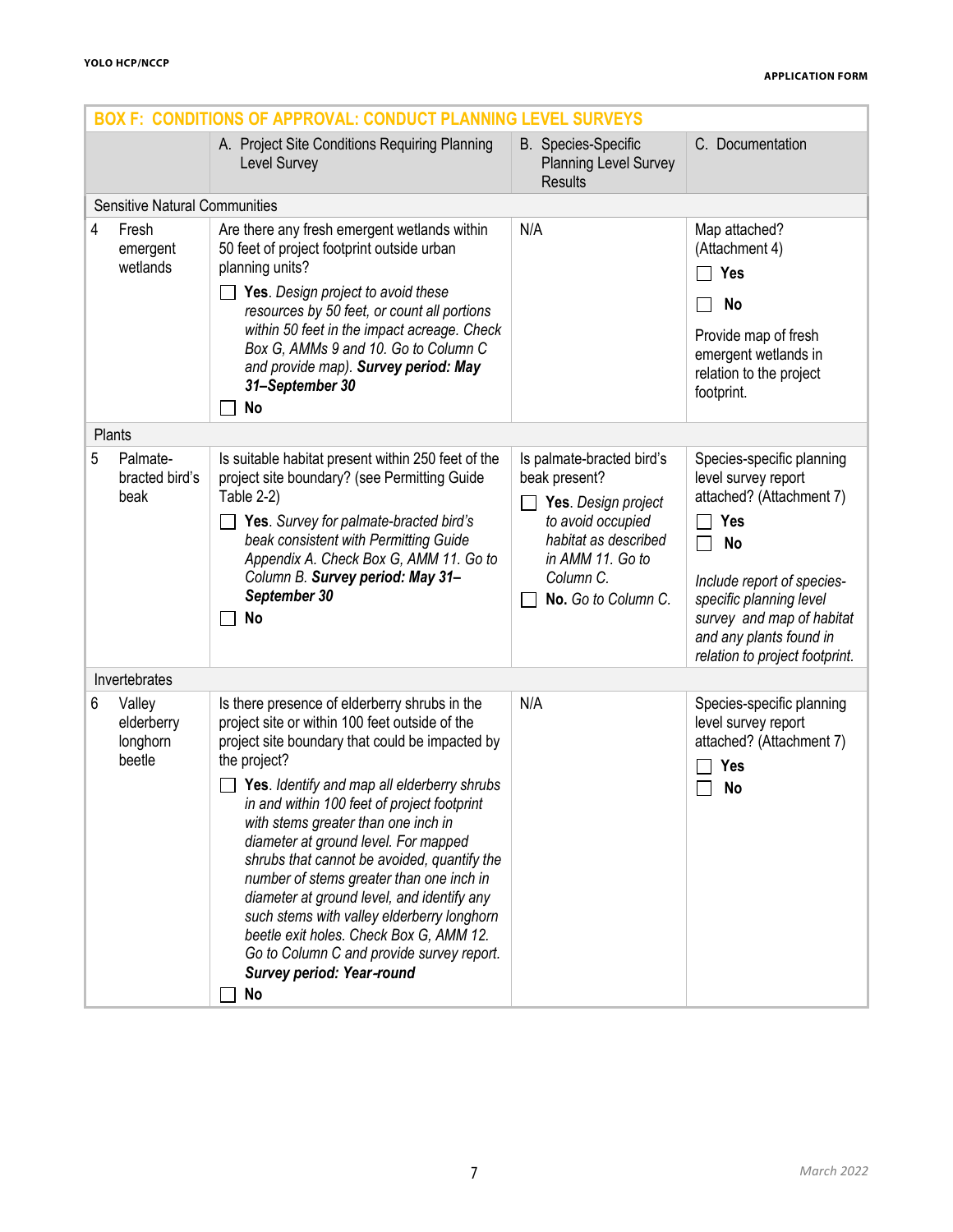| BOX F: CONDITIONS OF APPROVAL: CONDUCT PLANNING LEVEL SURVEYS | | | | |
|---|---|---|---|---|
| | | A. Project Site Conditions Requiring Planning Level Survey | B. Species-Specific Planning Level Survey Results | C. Documentation |
| **Sensitive Natural Communities** | | | | |
| 4 | Fresh emergent wetlands | Are there any fresh emergent wetlands within 50 feet of project footprint outside urban planning units?<br>☐ **Yes**. *Design project to avoid these resources by 50 feet, or count all portions within 50 feet in the impact acreage. Check Box G, AMMs 9 and 10. Go to Column C and provide map).* ***Survey period: May 31–September 30***<br>☐ **No** | N/A | Map attached? (Attachment 4)<br>☐ **Yes**<br>☐ **No**<br>Provide map of fresh emergent wetlands in relation to the project footprint. |
| **Plants** | | | | |
| 5 | Palmate-bracted bird's beak | Is suitable habitat present within 250 feet of the project site boundary? (see Permitting Guide Table 2-2)<br>☐ **Yes**. *Survey for palmate-bracted bird's beak consistent with Permitting Guide Appendix A. Check Box G, AMM 11. Go to Column B.* ***Survey period: May 31–September 30***<br>☐ **No** | Is palmate-bracted bird's beak present?<br>☐ **Yes**. *Design project to avoid occupied habitat as described in AMM 11. Go to Column C.*<br>☐ **No.** *Go to Column C.* | Species-specific planning level survey report attached? (Attachment 7)<br>☐ **Yes**<br>☐ **No**<br>*Include report of species-specific planning level survey and map of habitat and any plants found in relation to project footprint.* |
| **Invertebrates** | | | | |
| 6 | Valley elderberry longhorn beetle | Is there presence of elderberry shrubs in the project site or within 100 feet outside of the project site boundary that could be impacted by the project?<br>☐ **Yes**. *Identify and map all elderberry shrubs in and within 100 feet of project footprint with stems greater than one inch in diameter at ground level. For mapped shrubs that cannot be avoided, quantify the number of stems greater than one inch in diameter at ground level, and identify any such stems with valley elderberry longhorn beetle exit holes. Check Box G, AMM 12. Go to Column C and provide survey report.* ***Survey period: Year-round***<br>☐ **No** | N/A | Species-specific planning level survey report attached? (Attachment 7)<br>☐ **Yes**<br>☐ **No** |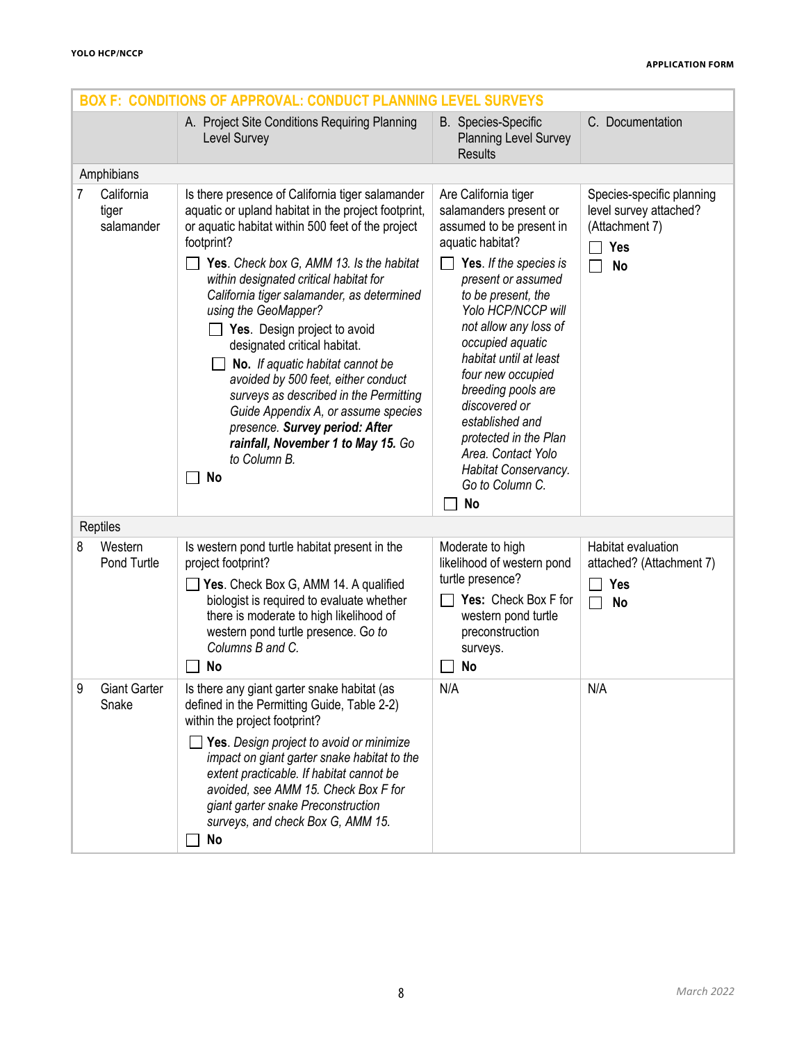| BOX F: CONDITIONS OF APPROVAL: CONDUCT PLANNING LEVEL SURVEYS | | A. Project Site Conditions Requiring Planning Level Survey | B. Species-Specific Planning Level Survey Results | C. Documentation |
|---|---|---|---|---|
| Amphibians | | | | |
| 7 | California tiger salamander | Is there presence of California tiger salamander aquatic or upland habitat in the project footprint, or aquatic habitat within 500 feet of the project footprint?<br>☐ **Yes**. *Check box G, AMM 13. Is the habitat within designated critical habitat for California tiger salamander, as determined using the GeoMapper?*<br>☐ **Yes**. Design project to avoid designated critical habitat.<br>☐ **No**. *If aquatic habitat cannot be avoided by 500 feet, either conduct surveys as described in the Permitting Guide Appendix A, or assume species presence.* ***Survey period: After rainfall, November 1 to May 15.*** *Go to Column B.*<br>☐ **No** | Are California tiger salamanders present or assumed to be present in aquatic habitat?<br>☐ **Yes**. *If the species is present or assumed to be present, the Yolo HCP/NCCP will not allow any loss of occupied aquatic habitat until at least four new occupied breeding pools are discovered or established and protected in the Plan Area. Contact Yolo Habitat Conservancy. Go to Column C.*<br>☐ **No** | Species-specific planning level survey attached? (Attachment 7)<br>☐ **Yes**<br>☐ **No** |
| Reptiles | | | | |
| 8 | Western Pond Turtle | Is western pond turtle habitat present in the project footprint?<br>☐ **Yes**. Check Box G, AMM 14. A qualified biologist is required to evaluate whether there is moderate to high likelihood of western pond turtle presence. Go *to Columns B and C.*<br>☐ **No** | Moderate to high likelihood of western pond turtle presence?<br>☐ **Yes:** Check Box F for western pond turtle preconstruction surveys.<br>☐ **No** | Habitat evaluation attached? (Attachment 7)<br>☐ **Yes**<br>☐ **No** |
| 9 | Giant Garter Snake | Is there any giant garter snake habitat (as defined in the Permitting Guide, Table 2-2) within the project footprint?<br>☐ **Yes**. *Design project to avoid or minimize impact on giant garter snake habitat to the extent practicable. If habitat cannot be avoided, see AMM 15. Check Box F for giant garter snake Preconstruction surveys, and check Box G, AMM 15.*<br>☐ **No** | N/A | N/A |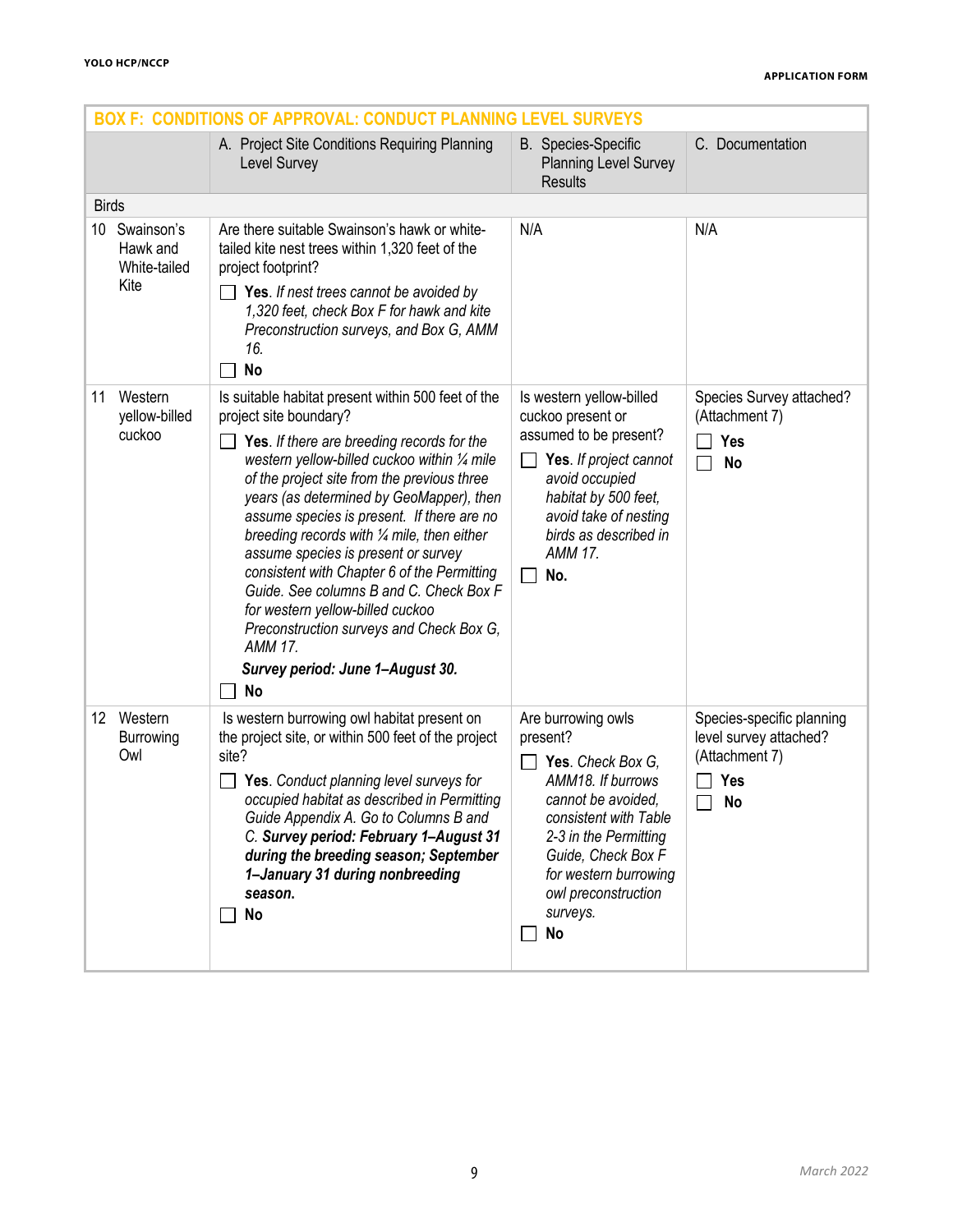| BOX F: CONDITIONS OF APPROVAL: CONDUCT PLANNING LEVEL SURVEYS | | | |
|---|---|---|---|
| | A. Project Site Conditions Requiring Planning Level Survey | B. Species-Specific Planning Level Survey Results | C. Documentation |
| **Birds** | | | |
| 10 Swainson's Hawk and White-tailed Kite | Are there suitable Swainson's hawk or white-tailed kite nest trees within 1,320 feet of the project footprint?<br>☐ **Yes**. *If nest trees cannot be avoided by 1,320 feet, check Box F for hawk and kite Preconstruction surveys, and Box G, AMM 16.*<br>☐ **No** | N/A | N/A |
| 11 Western yellow-billed cuckoo | Is suitable habitat present within 500 feet of the project site boundary?<br>☐ **Yes**. *If there are breeding records for the western yellow-billed cuckoo within ¼ mile of the project site from the previous three years (as determined by GeoMapper), then assume species is present. If there are no breeding records with ¼ mile, then either assume species is present or survey consistent with Chapter 6 of the Permitting Guide. See columns B and C. Check Box F for western yellow-billed cuckoo Preconstruction surveys and Check Box G, AMM 17.*<br>***Survey period: June 1–August 30.***<br>☐ **No** | Is western yellow-billed cuckoo present or assumed to be present?<br>☐ **Yes**. *If project cannot avoid occupied habitat by 500 feet, avoid take of nesting birds as described in AMM 17.*<br>☐ **No.** | Species Survey attached? (Attachment 7)<br>☐ **Yes**<br>☐ **No** |
| 12 Western Burrowing Owl | Is western burrowing owl habitat present on the project site, or within 500 feet of the project site?<br>☐ **Yes**. *Conduct planning level surveys for occupied habitat as described in Permitting Guide Appendix A. Go to Columns B and C.* ***Survey period: February 1–August 31 during the breeding season; September 1–January 31 during nonbreeding season.***<br>☐ **No** | Are burrowing owls present?<br>☐ **Yes**. *Check Box G, AMM18. If burrows cannot be avoided, consistent with Table 2-3 in the Permitting Guide, Check Box F for western burrowing owl preconstruction surveys.*<br>☐ **No** | Species-specific planning level survey attached? (Attachment 7)<br>☐ **Yes**<br>☐ **No** |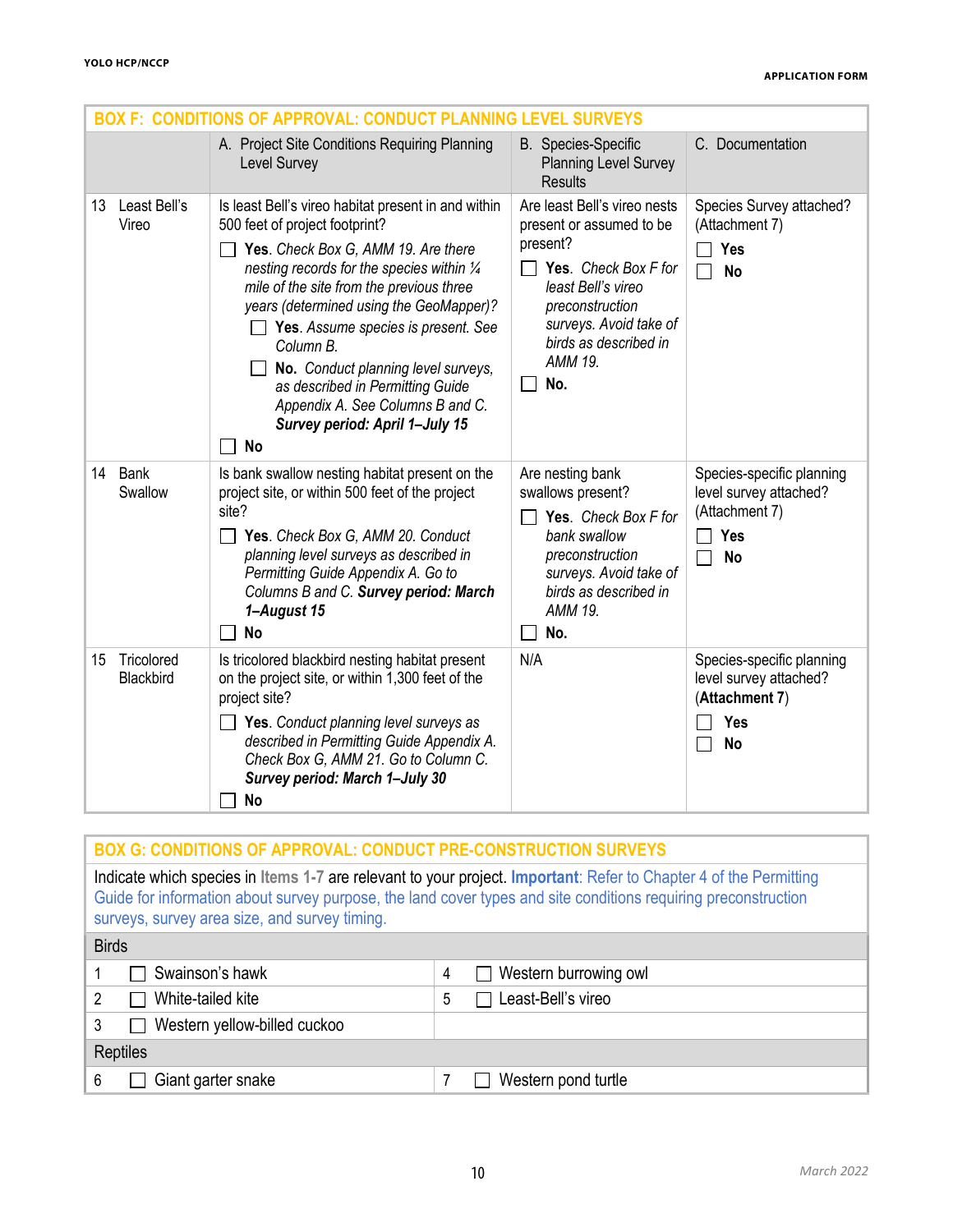## BOX F: CONDITIONS OF APPROVAL: CONDUCT PLANNING LEVEL SURVEYS

| | A. Project Site Conditions Requiring Planning Level Survey | B. Species-Specific Planning Level Survey Results | C. Documentation |
|---|---|---|---|
| 13 Least Bell's Vireo | Is least Bell's vireo habitat present in and within 500 feet of project footprint?<br>☐ **Yes**. *Check Box G, AMM 19. Are there nesting records for the species within ¼ mile of the site from the previous three years (determined using the GeoMapper)?*<br>☐ **Yes**. *Assume species is present. See Column B.*<br>☐ **No.** *Conduct planning level surveys, as described in Permitting Guide Appendix A. See Columns B and C.* ***Survey period: April 1–July 15***<br>☐ **No** | Are least Bell's vireo nests present or assumed to be present?<br>☐ **Yes**. *Check Box F for least Bell's vireo preconstruction surveys. Avoid take of birds as described in AMM 19.*<br>☐ **No.** | Species Survey attached? (Attachment 7)<br>☐ **Yes**<br>☐ **No** |
| 14 Bank Swallow | Is bank swallow nesting habitat present on the project site, or within 500 feet of the project site?<br>☐ **Yes**. *Check Box G, AMM 20. Conduct planning level surveys as described in Permitting Guide Appendix A. Go to Columns B and C.* ***Survey period: March 1–August 15***<br>☐ **No** | Are nesting bank swallows present?<br>☐ **Yes**. *Check Box F for bank swallow preconstruction surveys. Avoid take of birds as described in AMM 19.*<br>☐ **No.** | Species-specific planning level survey attached? (Attachment 7)<br>☐ **Yes**<br>☐ **No** |
| 15 Tricolored Blackbird | Is tricolored blackbird nesting habitat present on the project site, or within 1,300 feet of the project site?<br>☐ **Yes**. *Conduct planning level surveys as described in Permitting Guide Appendix A. Check Box G, AMM 21. Go to Column C.* ***Survey period: March 1–July 30***<br>☐ **No** | N/A | Species-specific planning level survey attached? (**Attachment 7**)<br>☐ **Yes**<br>☐ **No** |

## BOX G: CONDITIONS OF APPROVAL: CONDUCT PRE-CONSTRUCTION SURVEYS

Indicate which species in Items 1-7 are relevant to your project. **Important**: Refer to Chapter 4 of the Permitting Guide for information about survey purpose, the land cover types and site conditions requiring preconstruction surveys, survey area size, and survey timing.

| Birds | | | |
|---|---|---|---|
| 1 | ☐ Swainson's hawk | 4 | ☐ Western burrowing owl |
| 2 | ☐ White-tailed kite | 5 | ☐ Least-Bell's vireo |
| 3 | ☐ Western yellow-billed cuckoo | | |
| **Reptiles** | | | |
| 6 | ☐ Giant garter snake | 7 | ☐ Western pond turtle |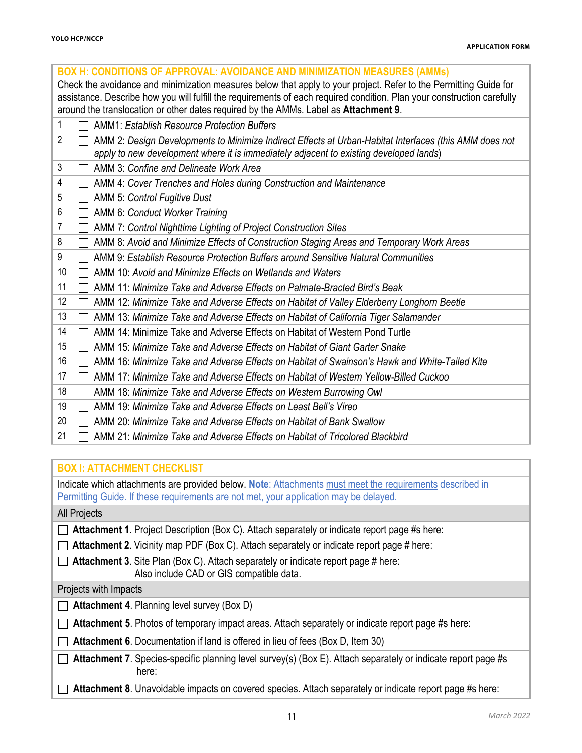## BOX H: CONDITIONS OF APPROVAL: AVOIDANCE AND MINIMIZATION MEASURES (AMMs)

Check the avoidance and minimization measures below that apply to your project. Refer to the Permitting Guide for assistance. Describe how you will fulfill the requirements of each required condition. Plan your construction carefully around the translocation or other dates required by the AMMs. Label as **Attachment 9**.

| # | |
|---|---|
| 1 | ☐ AMM1: *Establish Resource Protection Buffers* |
| 2 | ☐ AMM 2: *Design Developments to Minimize Indirect Effects at Urban-Habitat Interfaces (this AMM does not apply to new development where it is immediately adjacent to existing developed lands)* |
| 3 | ☐ AMM 3: *Confine and Delineate Work Area* |
| 4 | ☐ AMM 4: *Cover Trenches and Holes during Construction and Maintenance* |
| 5 | ☐ AMM 5: *Control Fugitive Dust* |
| 6 | ☐ AMM 6: *Conduct Worker Training* |
| 7 | ☐ AMM 7: *Control Nighttime Lighting of Project Construction Sites* |
| 8 | ☐ AMM 8: *Avoid and Minimize Effects of Construction Staging Areas and Temporary Work Areas* |
| 9 | ☐ AMM 9: *Establish Resource Protection Buffers around Sensitive Natural Communities* |
| 10 | ☐ AMM 10: *Avoid and Minimize Effects on Wetlands and Waters* |
| 11 | ☐ AMM 11: *Minimize Take and Adverse Effects on Palmate-Bracted Bird's Beak* |
| 12 | ☐ AMM 12: *Minimize Take and Adverse Effects on Habitat of Valley Elderberry Longhorn Beetle* |
| 13 | ☐ AMM 13: *Minimize Take and Adverse Effects on Habitat of California Tiger Salamander* |
| 14 | ☐ AMM 14: Minimize Take and Adverse Effects on Habitat of Western Pond Turtle |
| 15 | ☐ AMM 15: *Minimize Take and Adverse Effects on Habitat of Giant Garter Snake* |
| 16 | ☐ AMM 16: *Minimize Take and Adverse Effects on Habitat of Swainson's Hawk and White-Tailed Kite* |
| 17 | ☐ AMM 17: *Minimize Take and Adverse Effects on Habitat of Western Yellow-Billed Cuckoo* |
| 18 | ☐ AMM 18: *Minimize Take and Adverse Effects on Western Burrowing Owl* |
| 19 | ☐ AMM 19: *Minimize Take and Adverse Effects on Least Bell's Vireo* |
| 20 | ☐ AMM 20: *Minimize Take and Adverse Effects on Habitat of Bank Swallow* |
| 21 | ☐ AMM 21: *Minimize Take and Adverse Effects on Habitat of Tricolored Blackbird* |

## BOX I: ATTACHMENT CHECKLIST

Indicate which attachments are provided below. **Note**: Attachments must meet the requirements described in Permitting Guide. If these requirements are not met, your application may be delayed.

**All Projects**

- ☐ **Attachment 1**. Project Description (Box C). Attach separately or indicate report page #s here:
- ☐ **Attachment 2**. Vicinity map PDF (Box C). Attach separately or indicate report page # here:
- ☐ **Attachment 3**. Site Plan (Box C). Attach separately or indicate report page # here:
  Also include CAD or GIS compatible data.

**Projects with Impacts**

- ☐ **Attachment 4**. Planning level survey (Box D)
- ☐ **Attachment 5**. Photos of temporary impact areas. Attach separately or indicate report page #s here:
- ☐ **Attachment 6**. Documentation if land is offered in lieu of fees (Box D, Item 30)
- ☐ **Attachment 7**. Species-specific planning level survey(s) (Box E). Attach separately or indicate report page #s here:
- ☐ **Attachment 8**. Unavoidable impacts on covered species. Attach separately or indicate report page #s here: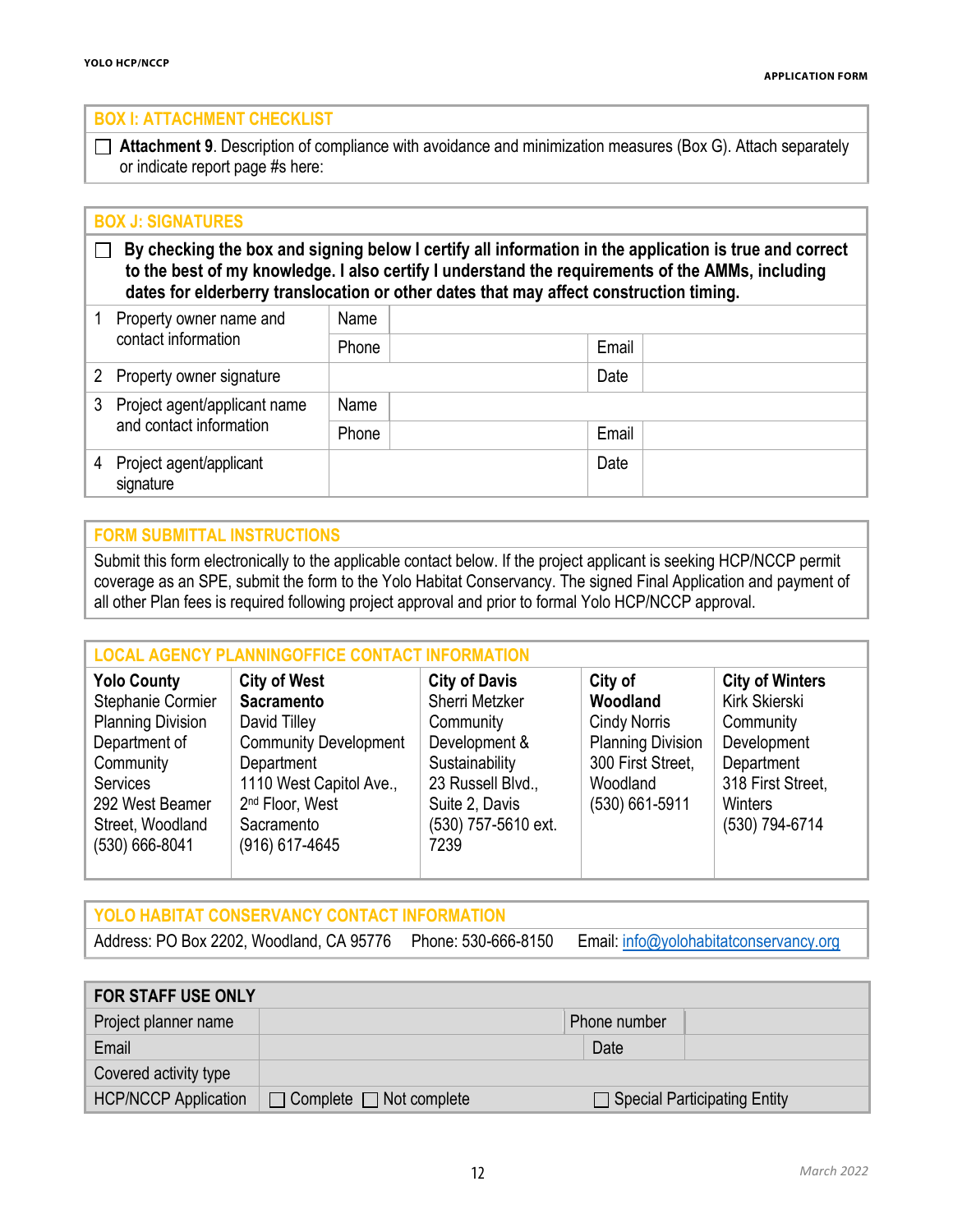## BOX I: ATTACHMENT CHECKLIST

☐ **Attachment 9**. Description of compliance with avoidance and minimization measures (Box G). Attach separately or indicate report page #s here:

## BOX J: SIGNATURES

☐ **By checking the box and signing below I certify all information in the application is true and correct to the best of my knowledge. I also certify I understand the requirements of the AMMs, including dates for elderberry translocation or other dates that may affect construction timing.**

| | | | | | |
|---|---|---|---|---|---|
| 1 | Property owner name and contact information | Name | | | |
| | | Phone | | Email | |
| 2 | Property owner signature | | | Date | |
| 3 | Project agent/applicant name and contact information | Name | | | |
| | | Phone | | Email | |
| 4 | Project agent/applicant signature | | | Date | |

## FORM SUBMITTAL INSTRUCTIONS

Submit this form electronically to the applicable contact below. If the project applicant is seeking HCP/NCCP permit coverage as an SPE, submit the form to the Yolo Habitat Conservancy. The signed Final Application and payment of all other Plan fees is required following project approval and prior to formal Yolo HCP/NCCP approval.

## LOCAL AGENCY PLANNINGOFFICE CONTACT INFORMATION

| **Yolo County** | **City of West Sacramento** | **City of Davis** | **City of Woodland** | **City of Winters** |
|---|---|---|---|---|
| Stephanie Cormier<br>Planning Division<br>Department of Community Services<br>292 West Beamer Street, Woodland<br>(530) 666-8041 | David Tilley<br>Community Development Department<br>1110 West Capitol Ave., 2nd Floor, West Sacramento<br>(916) 617-4645 | Sherri Metzker<br>Community Development & Sustainability<br>23 Russell Blvd., Suite 2, Davis<br>(530) 757-5610 ext. 7239 | Cindy Norris<br>Planning Division<br>300 First Street, Woodland<br>(530) 661-5911 | Kirk Skierski<br>Community Development Department<br>318 First Street, Winters<br>(530) 794-6714 |

## YOLO HABITAT CONSERVANCY CONTACT INFORMATION

Address: PO Box 2202, Woodland, CA 95776    Phone: 530-666-8150    Email: info@yolohabitatconservancy.org

## FOR STAFF USE ONLY

| | | | |
|---|---|---|---|
| Project planner name | | Phone number | |
| Email | | Date | |
| Covered activity type | | | |
| HCP/NCCP Application | ☐ Complete ☐ Not complete | ☐ Special Participating Entity | |

*March 2022*